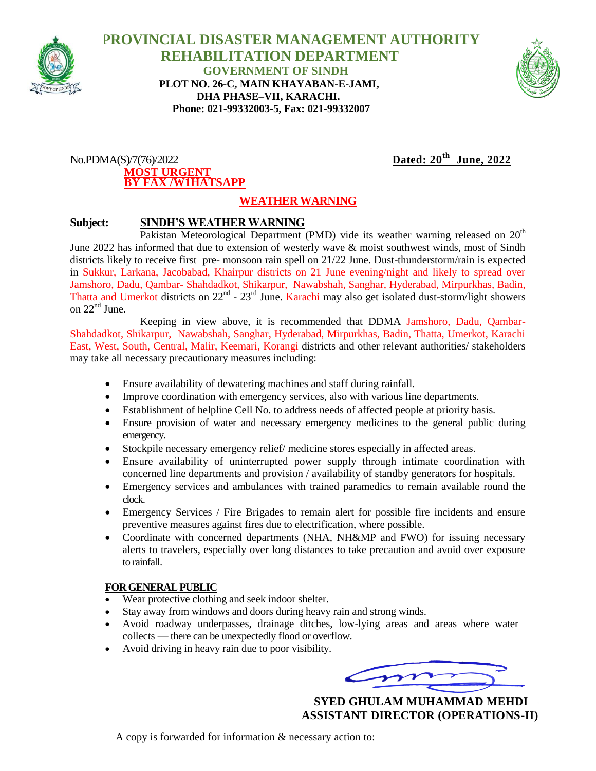# PROVINCIAL DISASTER MANAGEMENT AUTHORITY
## REHABILITATION DEPARTMENT
### GOVERNMENT OF SINDH

**PLOT NO. 26-C, MAIN KHAYABAN-E-JAMI,**
**DHA PHASE–VII, KARACHI.**
**Phone: 021-99332003-5, Fax: 021-99332007**

No.PDMA(S)/7(76)/2022 **Dated: 20th June, 2022**

**MOST URGENT**
**BY FAX /WHATSAPP**

**WEATHER WARNING**

**Subject: SINDH'S WEATHER WARNING**

Pakistan Meteorological Department (PMD) vide its weather warning released on 20th June 2022 has informed that due to extension of westerly wave & moist southwest winds, most of Sindh districts likely to receive first pre- monsoon rain spell on 21/22 June. Dust-thunderstorm/rain is expected in Sukkur, Larkana, Jacobabad, Khairpur districts on 21 June evening/night and likely to spread over Jamshoro, Dadu, Qambar- Shahdadkot, Shikarpur, Nawabshah, Sanghar, Hyderabad, Mirpurkhas, Badin, Thatta and Umerkot districts on 22nd - 23rd June. Karachi may also get isolated dust-storm/light showers on 22nd June.

Keeping in view above, it is recommended that DDMA Jamshoro, Dadu, Qambar-Shahdadkot, Shikarpur, Nawabshah, Sanghar, Hyderabad, Mirpurkhas, Badin, Thatta, Umerkot, Karachi East, West, South, Central, Malir, Keemari, Korangi districts and other relevant authorities/ stakeholders may take all necessary precautionary measures including:

- Ensure availability of dewatering machines and staff during rainfall.
- Improve coordination with emergency services, also with various line departments.
- Establishment of helpline Cell No. to address needs of affected people at priority basis.
- Ensure provision of water and necessary emergency medicines to the general public during emergency.
- Stockpile necessary emergency relief/ medicine stores especially in affected areas.
- Ensure availability of uninterrupted power supply through intimate coordination with concerned line departments and provision / availability of standby generators for hospitals.
- Emergency services and ambulances with trained paramedics to remain available round the clock.
- Emergency Services / Fire Brigades to remain alert for possible fire incidents and ensure preventive measures against fires due to electrification, where possible.
- Coordinate with concerned departments (NHA, NH&MP and FWO) for issuing necessary alerts to travelers, especially over long distances to take precaution and avoid over exposure to rainfall.

**FOR GENERAL PUBLIC**

- Wear protective clothing and seek indoor shelter.
- Stay away from windows and doors during heavy rain and strong winds.
- Avoid roadway underpasses, drainage ditches, low-lying areas and areas where water collects — there can be unexpectedly flood or overflow.
- Avoid driving in heavy rain due to poor visibility.

**SYED GHULAM MUHAMMAD MEHDI**
**ASSISTANT DIRECTOR (OPERATIONS-II)**

A copy is forwarded for information & necessary action to: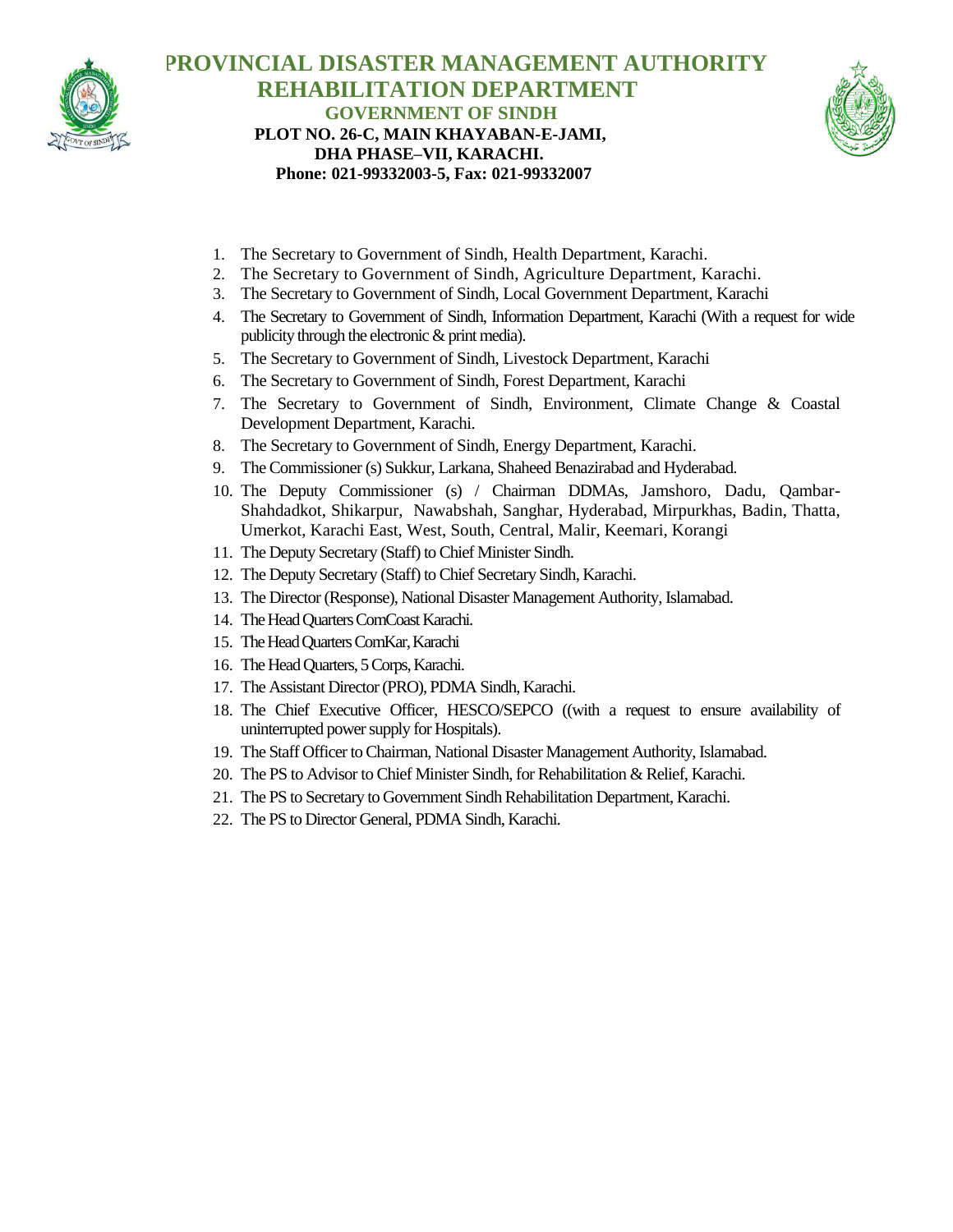# PROVINCIAL DISASTER MANAGEMENT AUTHORITY
## REHABILITATION DEPARTMENT
### GOVERNMENT OF SINDH

**PLOT NO. 26-C, MAIN KHAYABAN-E-JAMI,**
**DHA PHASE–VII, KARACHI.**
**Phone: 021-99332003-5, Fax: 021-99332007**

1. The Secretary to Government of Sindh, Health Department, Karachi.
2. The Secretary to Government of Sindh, Agriculture Department, Karachi.
3. The Secretary to Government of Sindh, Local Government Department, Karachi
4. The Secretary to Government of Sindh, Information Department, Karachi (With a request for wide publicity through the electronic & print media).
5. The Secretary to Government of Sindh, Livestock Department, Karachi
6. The Secretary to Government of Sindh, Forest Department, Karachi
7. The Secretary to Government of Sindh, Environment, Climate Change & Coastal Development Department, Karachi.
8. The Secretary to Government of Sindh, Energy Department, Karachi.
9. The Commissioner (s) Sukkur, Larkana, Shaheed Benazirabad and Hyderabad.
10. The Deputy Commissioner (s) / Chairman DDMAs, Jamshoro, Dadu, Qambar-Shahdadkot, Shikarpur, Nawabshah, Sanghar, Hyderabad, Mirpurkhas, Badin, Thatta, Umerkot, Karachi East, West, South, Central, Malir, Keemari, Korangi
11. The Deputy Secretary (Staff) to Chief Minister Sindh.
12. The Deputy Secretary (Staff) to Chief Secretary Sindh, Karachi.
13. The Director (Response), National Disaster Management Authority, Islamabad.
14. The Head Quarters ComCoast Karachi.
15. The Head Quarters ComKar, Karachi
16. The Head Quarters, 5 Corps, Karachi.
17. The Assistant Director (PRO), PDMA Sindh, Karachi.
18. The Chief Executive Officer, HESCO/SEPCO ((with a request to ensure availability of uninterrupted power supply for Hospitals).
19. The Staff Officer to Chairman, National Disaster Management Authority, Islamabad.
20. The PS to Advisor to Chief Minister Sindh, for Rehabilitation & Relief, Karachi.
21. The PS to Secretary to Government Sindh Rehabilitation Department, Karachi.
22. The PS to Director General, PDMA Sindh, Karachi.